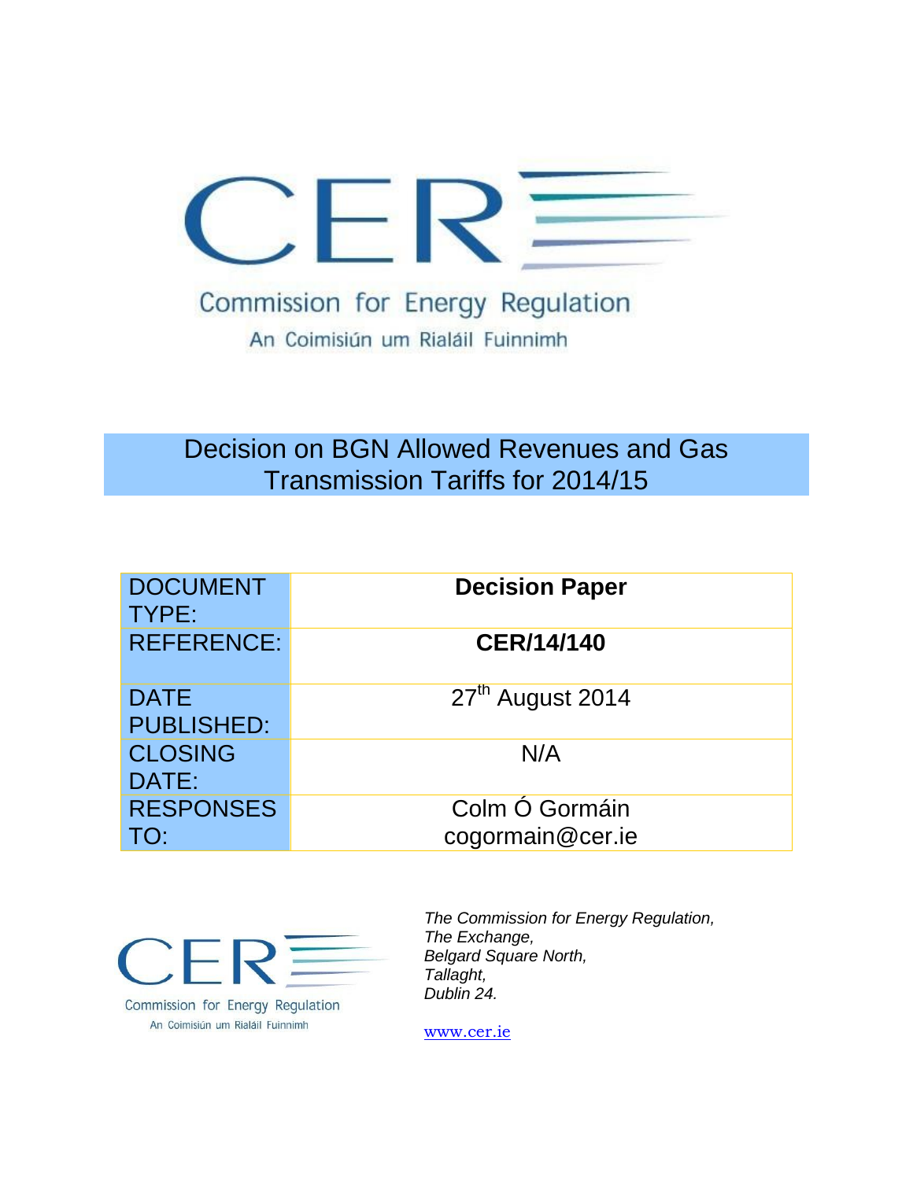Commission for Energy Regulation

An Coimisiún um Rialáil Fuinnimh

# Decision on BGN Allowed Revenues and Gas Transmission Tariffs for 2014/15

| DOCUMENT TYPE: | **Decision Paper** |
|---|---|
| REFERENCE: | **CER/14/140** |
| DATE PUBLISHED: | 27th August 2014 |
| CLOSING DATE: | N/A |
| RESPONSES TO: | Colm Ó Gormáin cogormain@cer.ie |

Commission for Energy Regulation

An Coimisiún um Rialáil Fuinnimh

*The Commission for Energy Regulation,*
*The Exchange,*
*Belgard Square North,*
*Tallaght,*
*Dublin 24.*

www.cer.ie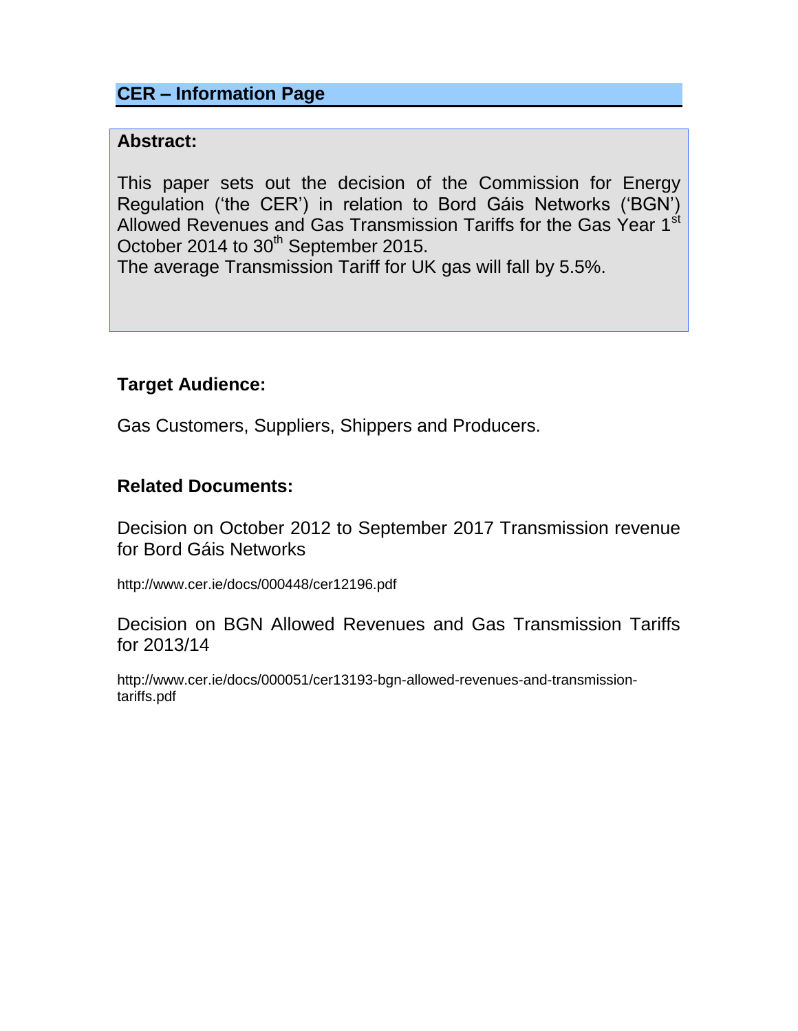## CER – Information Page

**Abstract:**

This paper sets out the decision of the Commission for Energy Regulation (‘the CER’) in relation to Bord Gáis Networks (‘BGN’) Allowed Revenues and Gas Transmission Tariffs for the Gas Year 1st October 2014 to 30th September 2015.
The average Transmission Tariff for UK gas will fall by 5.5%.

**Target Audience:**

Gas Customers, Suppliers, Shippers and Producers.

**Related Documents:**

Decision on October 2012 to September 2017 Transmission revenue for Bord Gáis Networks

http://www.cer.ie/docs/000448/cer12196.pdf

Decision on BGN Allowed Revenues and Gas Transmission Tariffs for 2013/14

http://www.cer.ie/docs/000051/cer13193-bgn-allowed-revenues-and-transmission-tariffs.pdf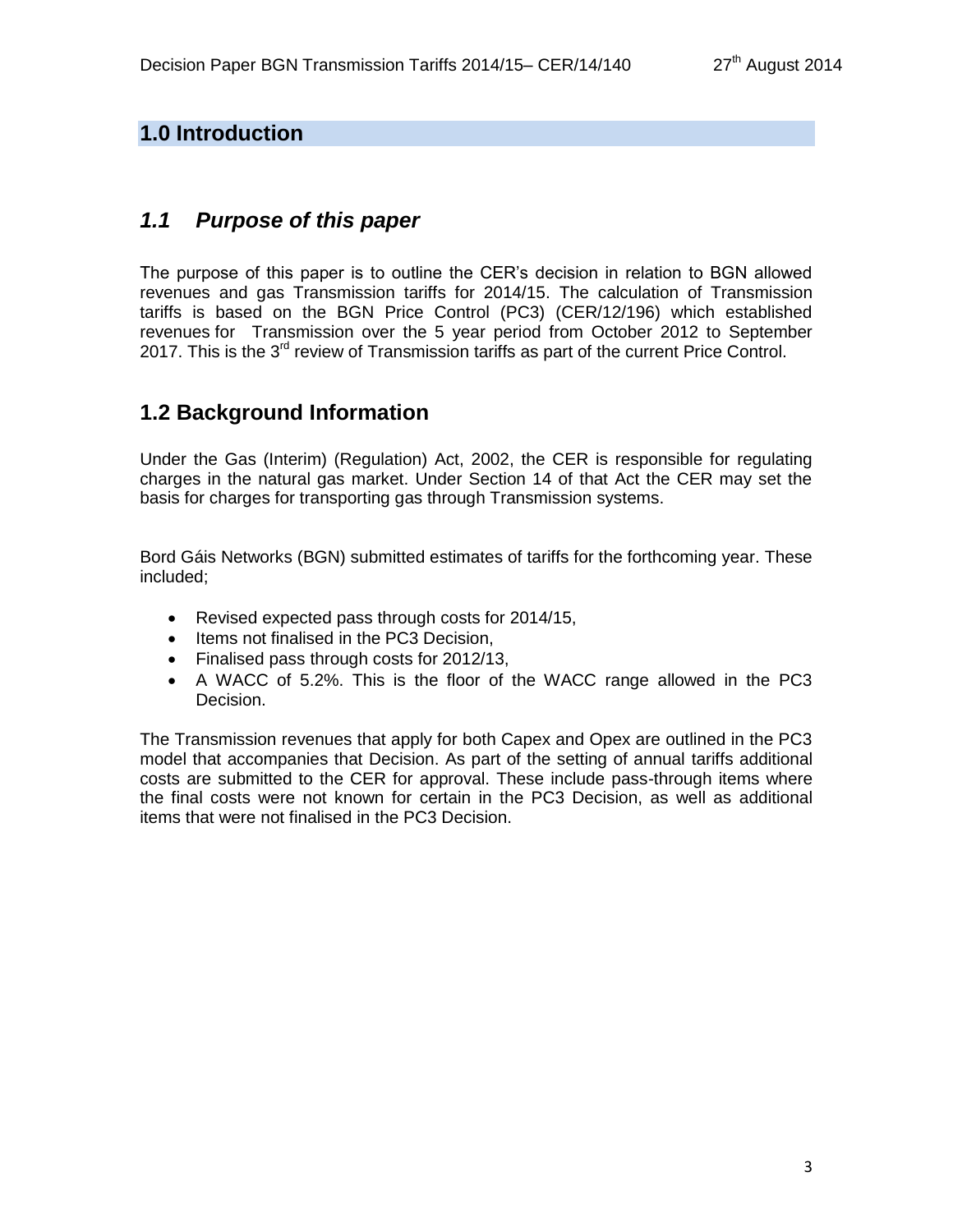# 1.0 Introduction

## *1.1 Purpose of this paper*

The purpose of this paper is to outline the CER's decision in relation to BGN allowed revenues and gas Transmission tariffs for 2014/15. The calculation of Transmission tariffs is based on the BGN Price Control (PC3) (CER/12/196) which established revenues for Transmission over the 5 year period from October 2012 to September 2017. This is the 3rd review of Transmission tariffs as part of the current Price Control.

## 1.2 Background Information

Under the Gas (Interim) (Regulation) Act, 2002, the CER is responsible for regulating charges in the natural gas market. Under Section 14 of that Act the CER may set the basis for charges for transporting gas through Transmission systems.

Bord Gáis Networks (BGN) submitted estimates of tariffs for the forthcoming year. These included;

- Revised expected pass through costs for 2014/15,
- Items not finalised in the PC3 Decision,
- Finalised pass through costs for 2012/13,
- A WACC of 5.2%. This is the floor of the WACC range allowed in the PC3 Decision.

The Transmission revenues that apply for both Capex and Opex are outlined in the PC3 model that accompanies that Decision. As part of the setting of annual tariffs additional costs are submitted to the CER for approval. These include pass-through items where the final costs were not known for certain in the PC3 Decision, as well as additional items that were not finalised in the PC3 Decision.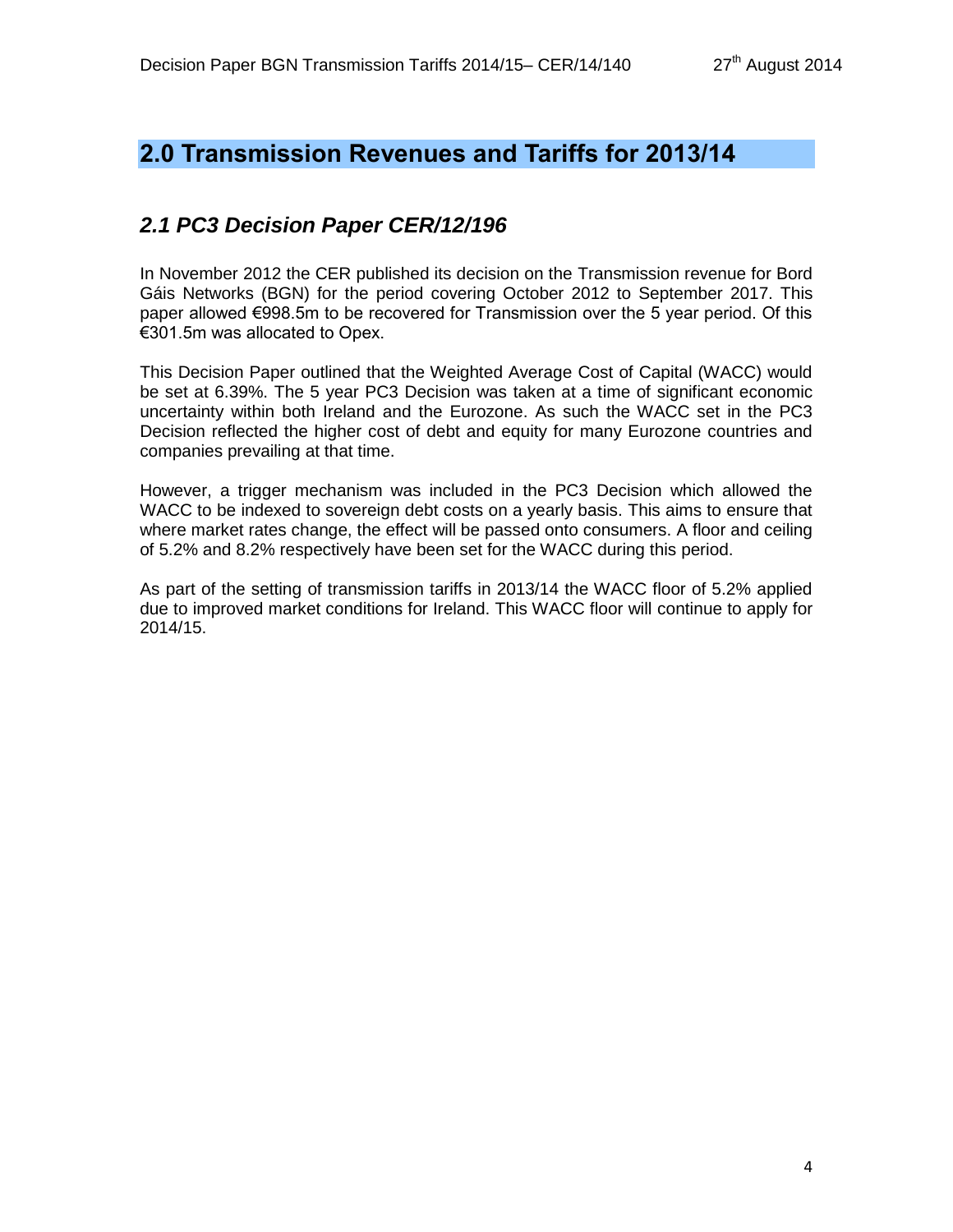## 2.0 Transmission Revenues and Tariffs for 2013/14

### *2.1 PC3 Decision Paper CER/12/196*

In November 2012 the CER published its decision on the Transmission revenue for Bord Gáis Networks (BGN) for the period covering October 2012 to September 2017. This paper allowed €998.5m to be recovered for Transmission over the 5 year period. Of this €301.5m was allocated to Opex.

This Decision Paper outlined that the Weighted Average Cost of Capital (WACC) would be set at 6.39%. The 5 year PC3 Decision was taken at a time of significant economic uncertainty within both Ireland and the Eurozone. As such the WACC set in the PC3 Decision reflected the higher cost of debt and equity for many Eurozone countries and companies prevailing at that time.

However, a trigger mechanism was included in the PC3 Decision which allowed the WACC to be indexed to sovereign debt costs on a yearly basis. This aims to ensure that where market rates change, the effect will be passed onto consumers. A floor and ceiling of 5.2% and 8.2% respectively have been set for the WACC during this period.

As part of the setting of transmission tariffs in 2013/14 the WACC floor of 5.2% applied due to improved market conditions for Ireland. This WACC floor will continue to apply for 2014/15.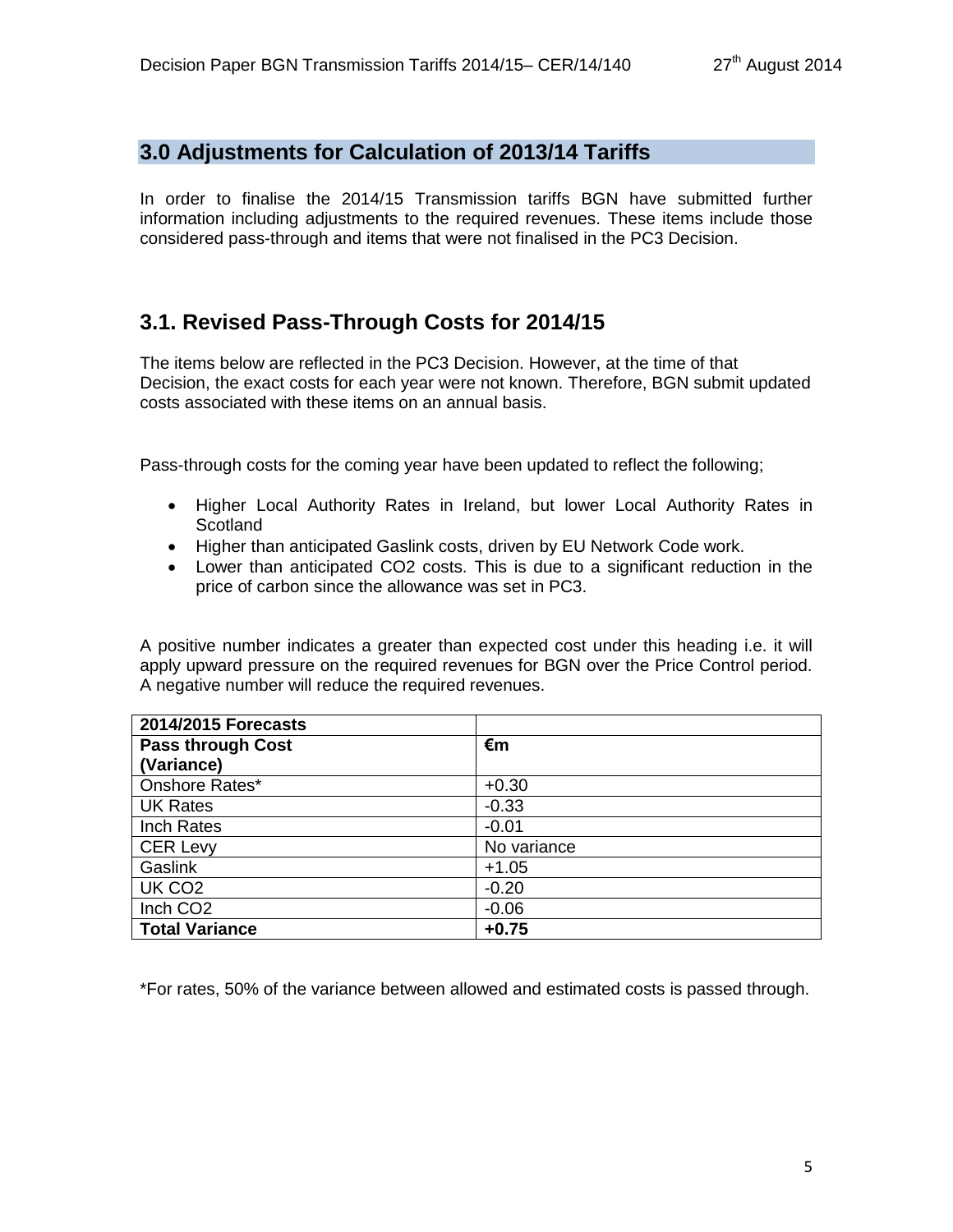## 3.0 Adjustments for Calculation of 2013/14 Tariffs

In order to finalise the 2014/15 Transmission tariffs BGN have submitted further information including adjustments to the required revenues. These items include those considered pass-through and items that were not finalised in the PC3 Decision.

## 3.1. Revised Pass-Through Costs for 2014/15

The items below are reflected in the PC3 Decision. However, at the time of that Decision, the exact costs for each year were not known. Therefore, BGN submit updated costs associated with these items on an annual basis.

Pass-through costs for the coming year have been updated to reflect the following;

- Higher Local Authority Rates in Ireland, but lower Local Authority Rates in Scotland
- Higher than anticipated Gaslink costs, driven by EU Network Code work.
- Lower than anticipated $CO_2$ costs. This is due to a significant reduction in the price of carbon since the allowance was set in PC3.

A positive number indicates a greater than expected cost under this heading i.e. it will apply upward pressure on the required revenues for BGN over the Price Control period. A negative number will reduce the required revenues.

| **2014/2015 Forecasts** | |
|---|---|
| **Pass through Cost (Variance)** | **€m** |
| Onshore Rates* | +0.30 |
| UK Rates | -0.33 |
| Inch Rates | -0.01 |
| CER Levy | No variance |
| Gaslink | +1.05 |
| UK $CO_2$ | -0.20 |
| Inch $CO_2$ | -0.06 |
| **Total Variance** | **+0.75** |

*For rates, 50% of the variance between allowed and estimated costs is passed through.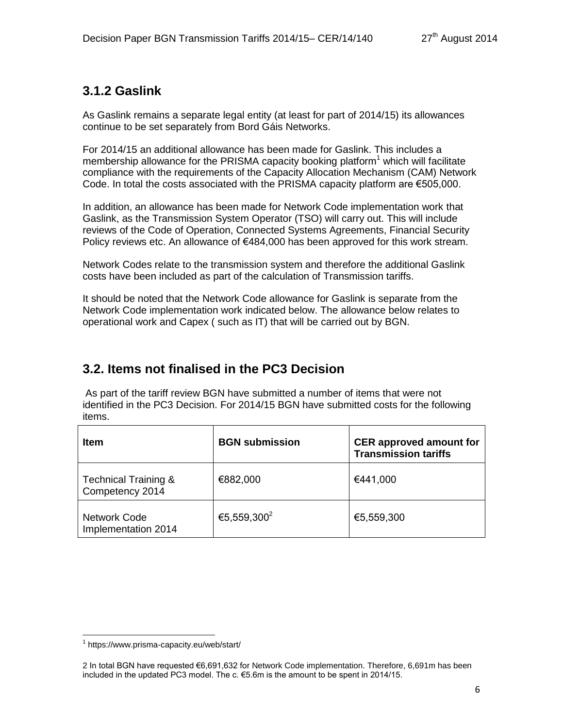## 3.1.2 Gaslink

As Gaslink remains a separate legal entity (at least for part of 2014/15) its allowances continue to be set separately from Bord Gáis Networks.

For 2014/15 an additional allowance has been made for Gaslink. This includes a membership allowance for the PRISMA capacity booking platform[1] which will facilitate compliance with the requirements of the Capacity Allocation Mechanism (CAM) Network Code. In total the costs associated with the PRISMA capacity platform are €505,000.

In addition, an allowance has been made for Network Code implementation work that Gaslink, as the Transmission System Operator (TSO) will carry out. This will include reviews of the Code of Operation, Connected Systems Agreements, Financial Security Policy reviews etc. An allowance of €484,000 has been approved for this work stream.

Network Codes relate to the transmission system and therefore the additional Gaslink costs have been included as part of the calculation of Transmission tariffs.

It should be noted that the Network Code allowance for Gaslink is separate from the Network Code implementation work indicated below. The allowance below relates to operational work and Capex ( such as IT) that will be carried out by BGN.

## 3.2. Items not finalised in the PC3 Decision

As part of the tariff review BGN have submitted a number of items that were not identified in the PC3 Decision. For 2014/15 BGN have submitted costs for the following items.

| Item | BGN submission | CER approved amount for Transmission tariffs |
|---|---|---|
| Technical Training & Competency 2014 | €882,000 | €441,000 |
| Network Code Implementation 2014 | €5,559,300[2] | €5,559,300 |

[1] https://www.prisma-capacity.eu/web/start/

2 In total BGN have requested €6,691,632 for Network Code implementation. Therefore, 6,691m has been included in the updated PC3 model. The c. €5.6m is the amount to be spent in 2014/15.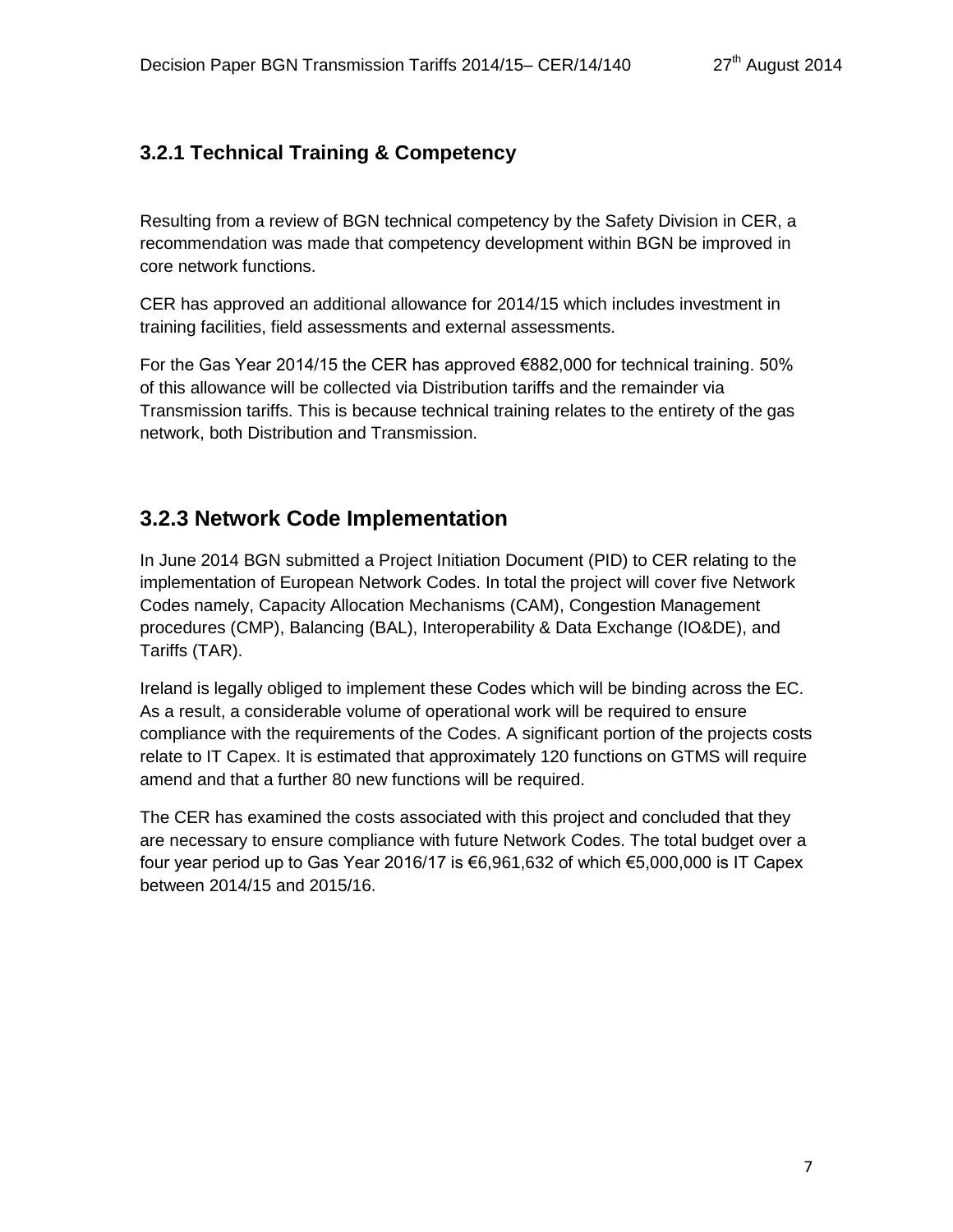### 3.2.1 Technical Training & Competency

Resulting from a review of BGN technical competency by the Safety Division in CER, a recommendation was made that competency development within BGN be improved in core network functions.

CER has approved an additional allowance for 2014/15 which includes investment in training facilities, field assessments and external assessments.

For the Gas Year 2014/15 the CER has approved €882,000 for technical training. 50% of this allowance will be collected via Distribution tariffs and the remainder via Transmission tariffs. This is because technical training relates to the entirety of the gas network, both Distribution and Transmission.

## 3.2.3 Network Code Implementation

In June 2014 BGN submitted a Project Initiation Document (PID) to CER relating to the implementation of European Network Codes. In total the project will cover five Network Codes namely, Capacity Allocation Mechanisms (CAM), Congestion Management procedures (CMP), Balancing (BAL), Interoperability & Data Exchange (IO&DE), and Tariffs (TAR).

Ireland is legally obliged to implement these Codes which will be binding across the EC. As a result, a considerable volume of operational work will be required to ensure compliance with the requirements of the Codes. A significant portion of the projects costs relate to IT Capex. It is estimated that approximately 120 functions on GTMS will require amend and that a further 80 new functions will be required.

The CER has examined the costs associated with this project and concluded that they are necessary to ensure compliance with future Network Codes. The total budget over a four year period up to Gas Year 2016/17 is €6,961,632 of which €5,000,000 is IT Capex between 2014/15 and 2015/16.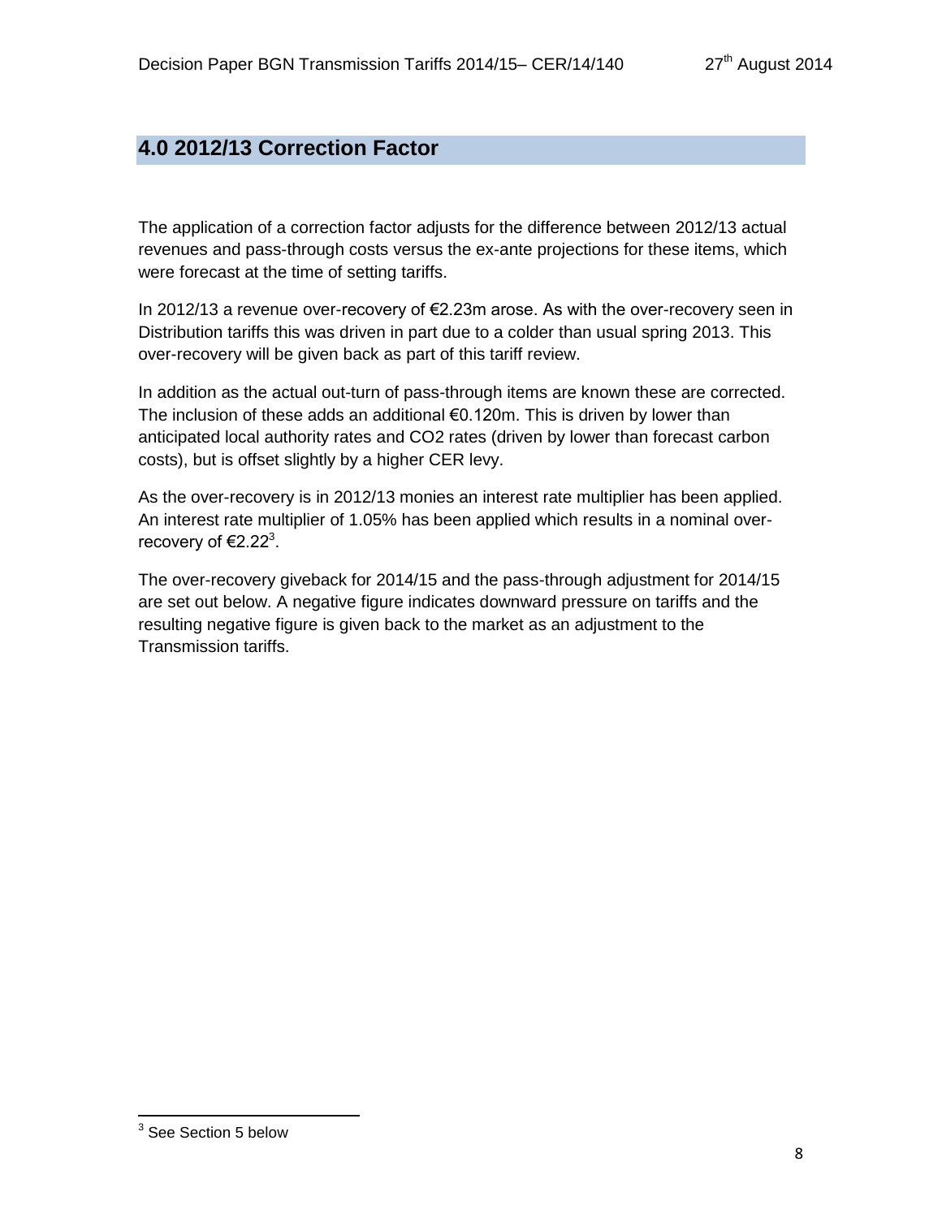## 4.0 2012/13 Correction Factor

The application of a correction factor adjusts for the difference between 2012/13 actual revenues and pass-through costs versus the ex-ante projections for these items, which were forecast at the time of setting tariffs.

In 2012/13 a revenue over-recovery of €2.23m arose. As with the over-recovery seen in Distribution tariffs this was driven in part due to a colder than usual spring 2013. This over-recovery will be given back as part of this tariff review.

In addition as the actual out-turn of pass-through items are known these are corrected. The inclusion of these adds an additional €0.120m. This is driven by lower than anticipated local authority rates and CO2 rates (driven by lower than forecast carbon costs), but is offset slightly by a higher CER levy.

As the over-recovery is in 2012/13 monies an interest rate multiplier has been applied. An interest rate multiplier of 1.05% has been applied which results in a nominal over-recovery of €2.22[3].

The over-recovery giveback for 2014/15 and the pass-through adjustment for 2014/15 are set out below. A negative figure indicates downward pressure on tariffs and the resulting negative figure is given back to the market as an adjustment to the Transmission tariffs.

[3] See Section 5 below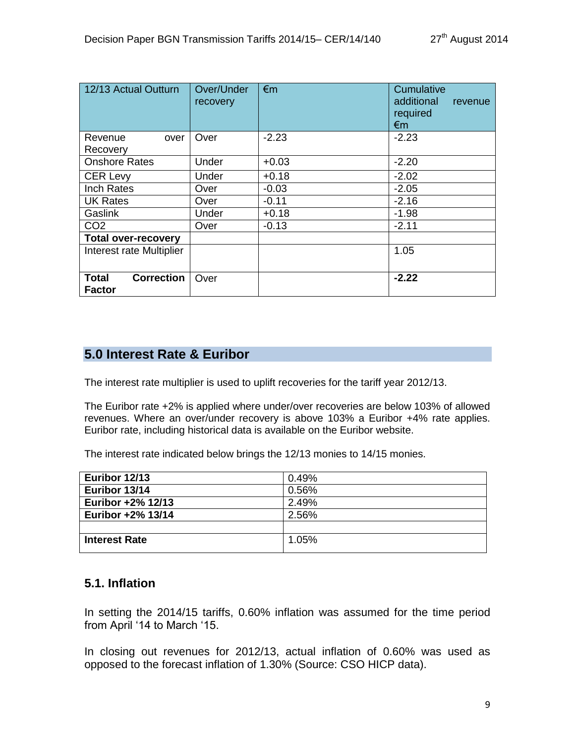| 12/13 Actual Outturn | Over/Under recovery | €m | Cumulative additional revenue required €m |
|---|---|---|---|
| Revenue over Recovery | Over | -2.23 | -2.23 |
| Onshore Rates | Under | +0.03 | -2.20 |
| CER Levy | Under | +0.18 | -2.02 |
| Inch Rates | Over | -0.03 | -2.05 |
| UK Rates | Over | -0.11 | -2.16 |
| Gaslink | Under | +0.18 | -1.98 |
| $CO_2$ | Over | -0.13 | -2.11 |
| **Total over-recovery** | | | |
| Interest rate Multiplier | | | 1.05 |
| **Total Correction Factor** | Over | | **-2.22** |

## 5.0 Interest Rate & Euribor

The interest rate multiplier is used to uplift recoveries for the tariff year 2012/13.

The Euribor rate +2% is applied where under/over recoveries are below 103% of allowed revenues. Where an over/under recovery is above 103% a Euribor +4% rate applies. Euribor rate, including historical data is available on the Euribor website.

The interest rate indicated below brings the 12/13 monies to 14/15 monies.

| | |
|---|---|
| **Euribor 12/13** | 0.49% |
| **Euribor 13/14** | 0.56% |
| **Euribor +2% 12/13** | 2.49% |
| **Euribor +2% 13/14** | 2.56% |
| | |
| **Interest Rate** | 1.05% |

### 5.1. Inflation

In setting the 2014/15 tariffs, 0.60% inflation was assumed for the time period from April '14 to March '15.

In closing out revenues for 2012/13, actual inflation of 0.60% was used as opposed to the forecast inflation of 1.30% (Source: CSO HICP data).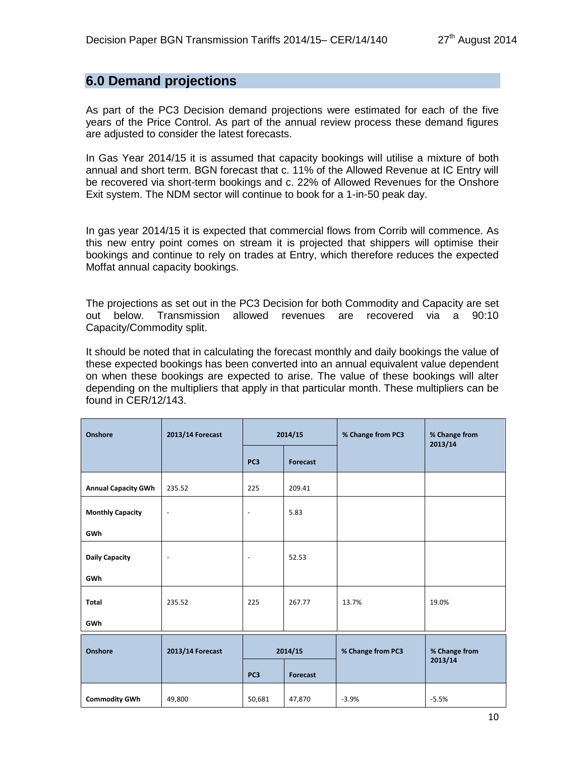## 6.0 Demand projections

As part of the PC3 Decision demand projections were estimated for each of the five years of the Price Control. As part of the annual review process these demand figures are adjusted to consider the latest forecasts.

In Gas Year 2014/15 it is assumed that capacity bookings will utilise a mixture of both annual and short term. BGN forecast that c. 11% of the Allowed Revenue at IC Entry will be recovered via short-term bookings and c. 22% of Allowed Revenues for the Onshore Exit system. The NDM sector will continue to book for a 1-in-50 peak day.

In gas year 2014/15 it is expected that commercial flows from Corrib will commence. As this new entry point comes on stream it is projected that shippers will optimise their bookings and continue to rely on trades at Entry, which therefore reduces the expected Moffat annual capacity bookings.

The projections as set out in the PC3 Decision for both Commodity and Capacity are set out below. Transmission allowed revenues are recovered via a 90:10 Capacity/Commodity split.

It should be noted that in calculating the forecast monthly and daily bookings the value of these expected bookings has been converted into an annual equivalent value dependent on when these bookings are expected to arise. The value of these bookings will alter depending on the multipliers that apply in that particular month. These multipliers can be found in CER/12/143.

| Onshore | 2013/14 Forecast | 2014/15 | | % Change from PC3 | % Change from 2013/14 |
|---|---|---|---|---|---|
| | | PC3 | Forecast | | |
| Annual Capacity GWh | 235.52 | 225 | 209.41 | | |
| Monthly Capacity GWh | - | - | 5.83 | | |
| Daily Capacity GWh | - | - | 52.53 | | |
| Total GWh | 235.52 | 225 | 267.77 | 13.7% | 19.0% |

| Onshore | 2013/14 Forecast | 2014/15 | | % Change from PC3 | % Change from 2013/14 |
|---|---|---|---|---|---|
| | | PC3 | Forecast | | |
| Commodity GWh | 49,800 | 50,681 | 47,870 | -3.9% | -5.5% |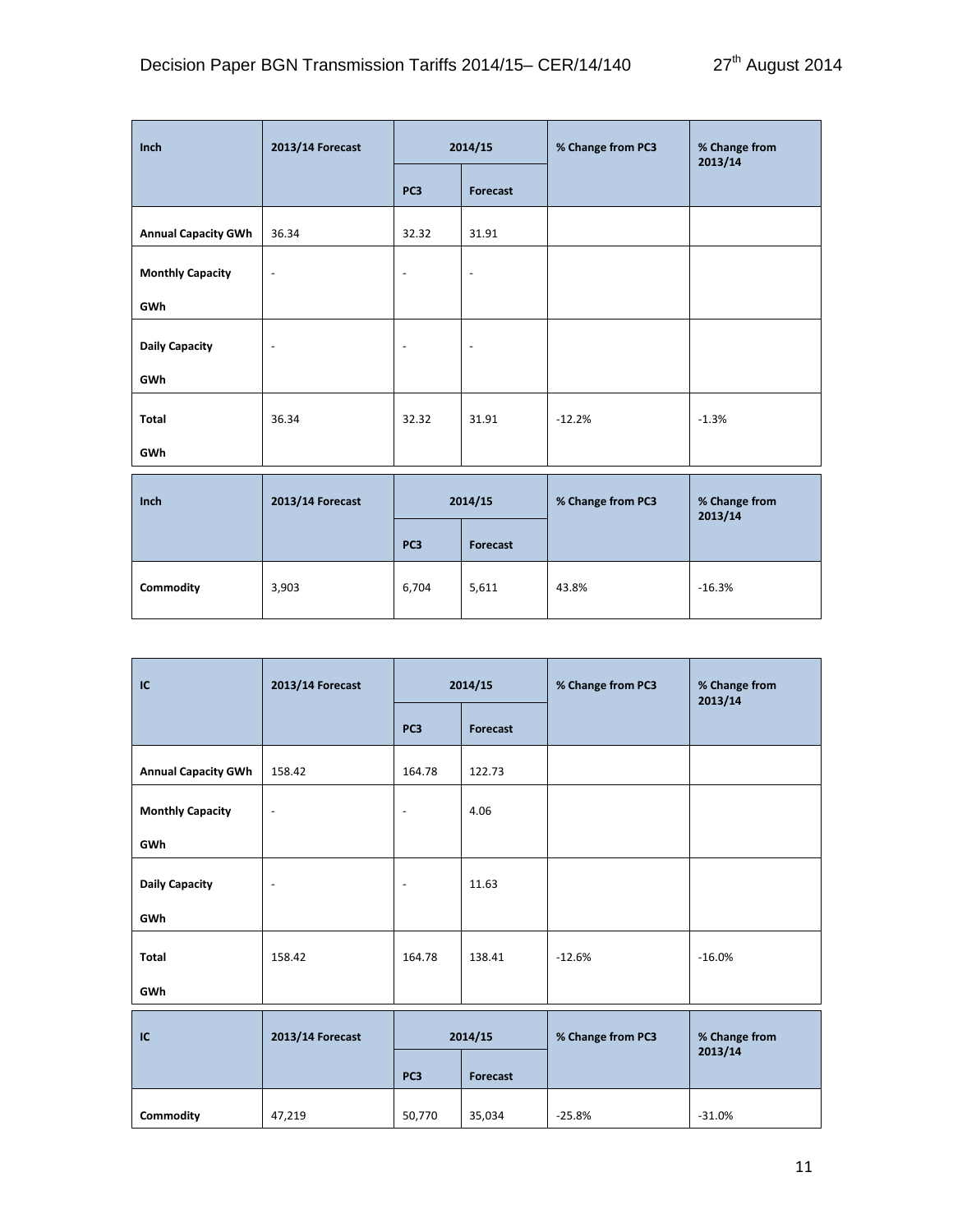| Inch | 2013/14 Forecast | 2014/15 | | % Change from PC3 | % Change from 2013/14 |
|---|---|---|---|---|---|
| | | PC3 | Forecast | | |
| Annual Capacity GWh | 36.34 | 32.32 | 31.91 | | |
| Monthly Capacity GWh | - | - | - | | |
| Daily Capacity GWh | - | - | - | | |
| Total GWh | 36.34 | 32.32 | 31.91 | -12.2% | -1.3% |

| Inch | 2013/14 Forecast | 2014/15 | | % Change from PC3 | % Change from 2013/14 |
|---|---|---|---|---|---|
| | | PC3 | Forecast | | |
| Commodity | 3,903 | 6,704 | 5,611 | 43.8% | -16.3% |

| IC | 2013/14 Forecast | 2014/15 | | % Change from PC3 | % Change from 2013/14 |
|---|---|---|---|---|---|
| | | PC3 | Forecast | | |
| Annual Capacity GWh | 158.42 | 164.78 | 122.73 | | |
| Monthly Capacity GWh | - | - | 4.06 | | |
| Daily Capacity GWh | - | - | 11.63 | | |
| Total GWh | 158.42 | 164.78 | 138.41 | -12.6% | -16.0% |

| IC | 2013/14 Forecast | 2014/15 | | % Change from PC3 | % Change from 2013/14 |
|---|---|---|---|---|---|
| | | PC3 | Forecast | | |
| Commodity | 47,219 | 50,770 | 35,034 | -25.8% | -31.0% |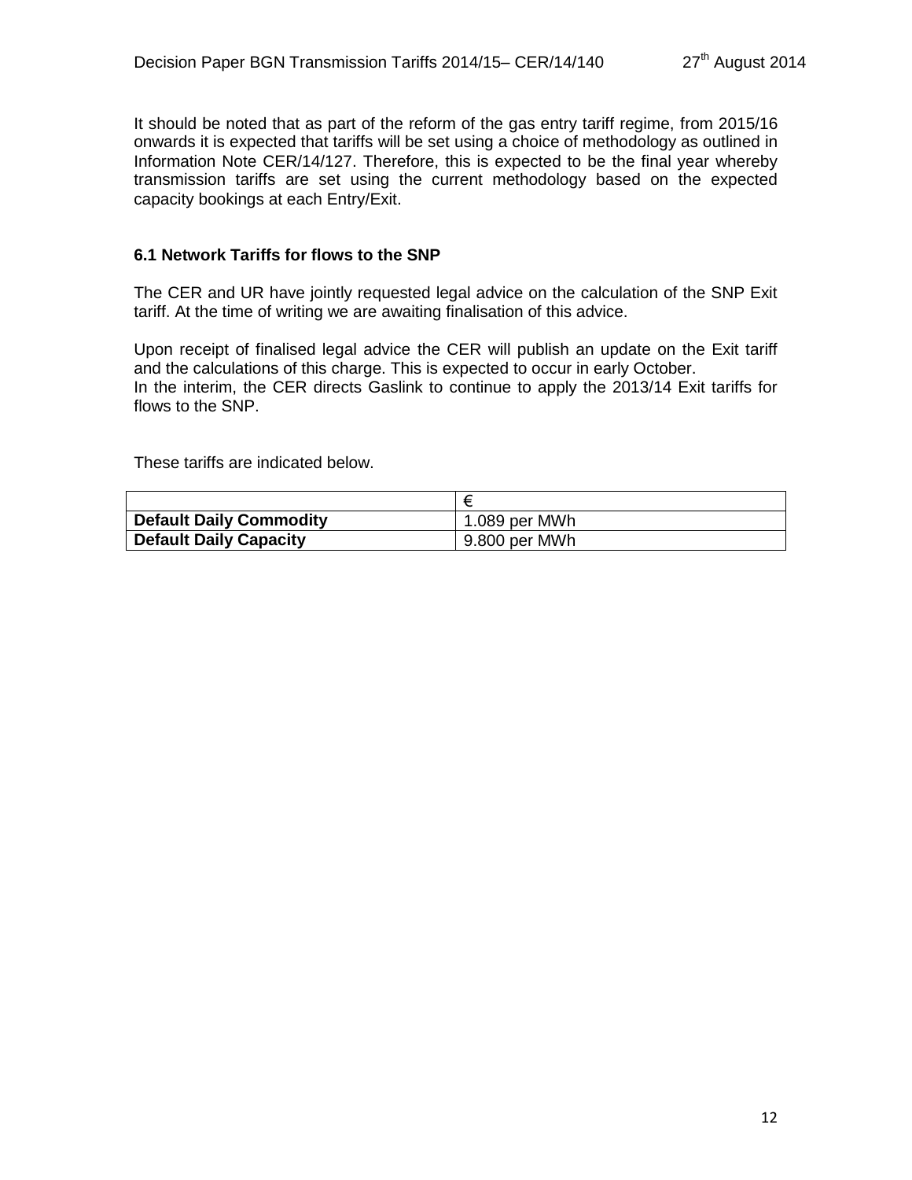It should be noted that as part of the reform of the gas entry tariff regime, from 2015/16 onwards it is expected that tariffs will be set using a choice of methodology as outlined in Information Note CER/14/127. Therefore, this is expected to be the final year whereby transmission tariffs are set using the current methodology based on the expected capacity bookings at each Entry/Exit.

### 6.1 Network Tariffs for flows to the SNP

The CER and UR have jointly requested legal advice on the calculation of the SNP Exit tariff. At the time of writing we are awaiting finalisation of this advice.

Upon receipt of finalised legal advice the CER will publish an update on the Exit tariff and the calculations of this charge. This is expected to occur in early October.
In the interim, the CER directs Gaslink to continue to apply the 2013/14 Exit tariffs for flows to the SNP.

These tariffs are indicated below.

| | € |
|---|---|
| **Default Daily Commodity** | 1.089 per MWh |
| **Default Daily Capacity** | 9.800 per MWh |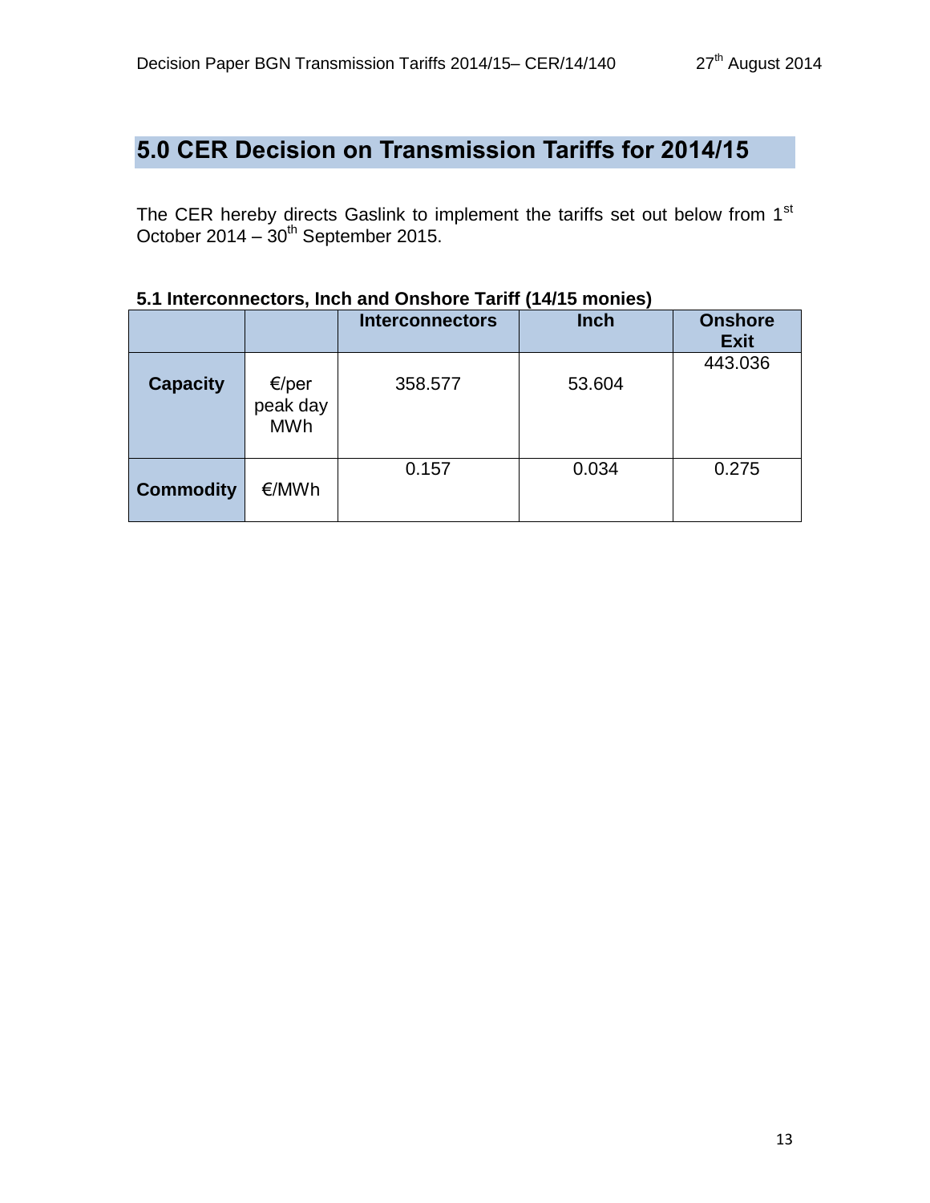## 5.0 CER Decision on Transmission Tariffs for 2014/15

The CER hereby directs Gaslink to implement the tariffs set out below from 1st October 2014 – 30th September 2015.

### 5.1 Interconnectors, Inch and Onshore Tariff (14/15 monies)

| | | Interconnectors | Inch | Onshore Exit |
|---|---|---|---|---|
| **Capacity** | €/per peak day MWh | 358.577 | 53.604 | 443.036 |
| **Commodity** | €/MWh | 0.157 | 0.034 | 0.275 |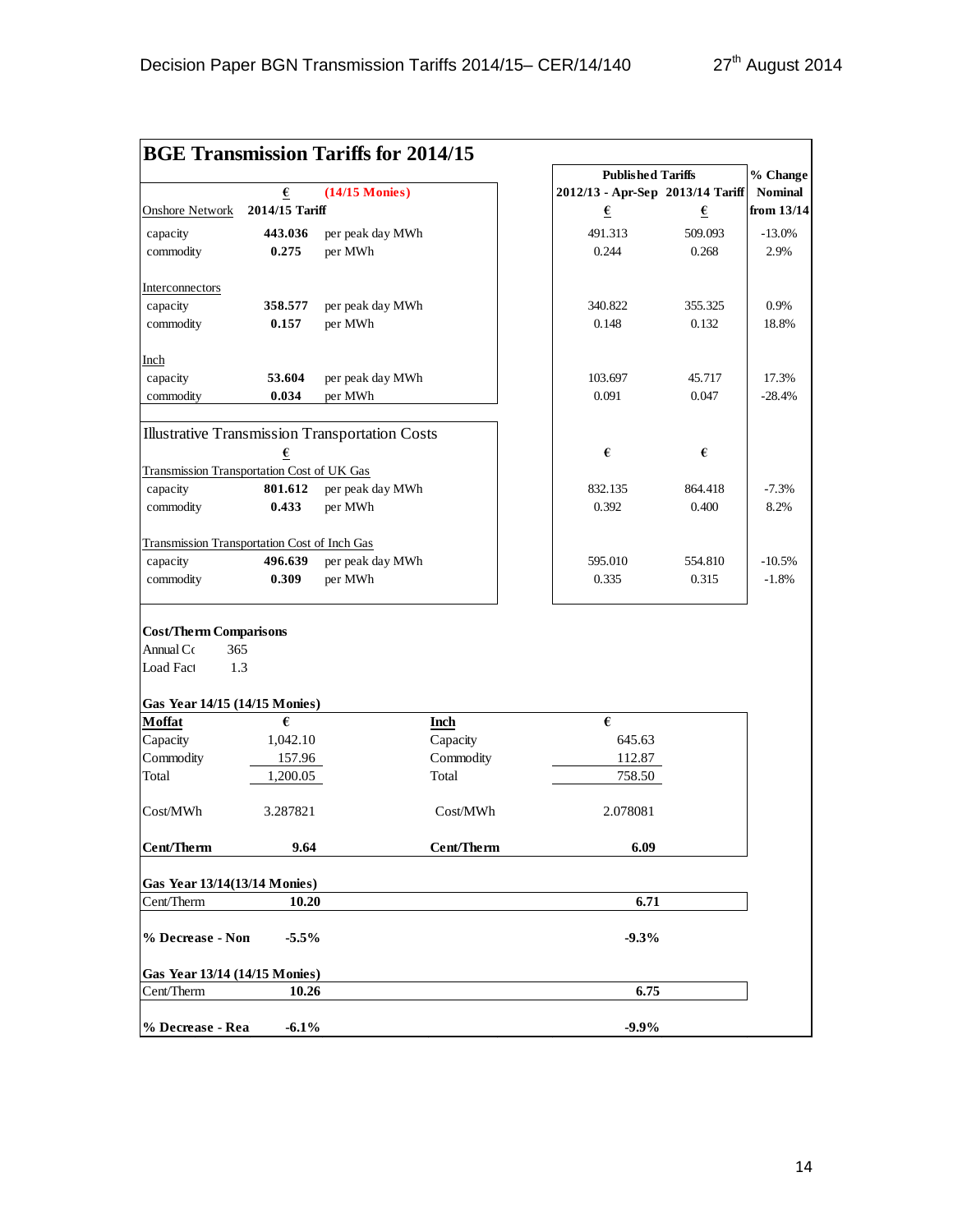## BGE Transmission Tariffs for 2014/15

| | € | (14/15 Monies) | Published Tariffs 2012/13 - Apr-Sep | 2013/14 Tariff | % Change Nominal from 13/14 |
|---|---|---|---|---|---|
| Onshore Network | 2014/15 Tariff | | € | € | |
| capacity | **443.036** | per peak day MWh | 491.313 | 509.093 | -13.0% |
| commodity | **0.275** | per MWh | 0.244 | 0.268 | 2.9% |
| Interconnectors | | | | | |
| capacity | **358.577** | per peak day MWh | 340.822 | 355.325 | 0.9% |
| commodity | **0.157** | per MWh | 0.148 | 0.132 | 18.8% |
| Inch | | | | | |
| capacity | **53.604** | per peak day MWh | 103.697 | 45.717 | 17.3% |
| commodity | **0.034** | per MWh | 0.091 | 0.047 | -28.4% |

### Illustrative Transmission Transportation Costs

| | € | | € | € | |
|---|---|---|---|---|---|
| Transmission Transportation Cost of UK Gas | | | | | |
| capacity | **801.612** | per peak day MWh | 832.135 | 864.418 | -7.3% |
| commodity | **0.433** | per MWh | 0.392 | 0.400 | 8.2% |
| Transmission Transportation Cost of Inch Gas | | | | | |
| capacity | **496.639** | per peak day MWh | 595.010 | 554.810 | -10.5% |
| commodity | **0.309** | per MWh | 0.335 | 0.315 | -1.8% |

**Cost/Therm Comparisons**

Annual Cc 365

Load Fact 1.3

**Gas Year 14/15 (14/15 Monies)**

| **Moffat** | € | **Inch** | € |
|---|---|---|---|
| Capacity | 1,042.10 | Capacity | 645.63 |
| Commodity | 157.96 | Commodity | 112.87 |
| Total | 1,200.05 | Total | 758.50 |
| Cost/MWh | 3.287821 | Cost/MWh | 2.078081 |
| **Cent/Therm** | **9.64** | **Cent/Therm** | **6.09** |

**Gas Year 13/14(13/14 Monies)**

| | | |
|---|---|---|
| Cent/Therm | **10.20** | **6.71** |
| **% Decrease - Non** | **-5.5%** | **-9.3%** |

**Gas Year 13/14 (14/15 Monies)**

| | | |
|---|---|---|
| Cent/Therm | **10.26** | **6.75** |
| **% Decrease - Rea** | **-6.1%** | **-9.9%** |